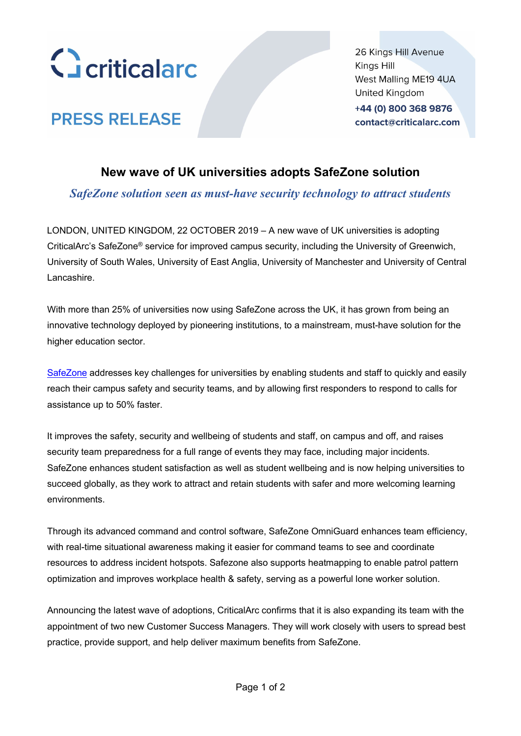criticalarc

**PRESS RELEASE**

26 Kings Hill Avenue
Kings Hill
West Malling ME19 4UA
United Kingdom
**+44 (0) 800 368 9876**
**contact@criticalarc.com**

## New wave of UK universities adopts SafeZone solution

### *SafeZone solution seen as must-have security technology to attract students*

LONDON, UNITED KINGDOM, 22 OCTOBER 2019 – A new wave of UK universities is adopting CriticalArc's SafeZone® service for improved campus security, including the University of Greenwich, University of South Wales, University of East Anglia, University of Manchester and University of Central Lancashire.

With more than 25% of universities now using SafeZone across the UK, it has grown from being an innovative technology deployed by pioneering institutions, to a mainstream, must-have solution for the higher education sector.

SafeZone addresses key challenges for universities by enabling students and staff to quickly and easily reach their campus safety and security teams, and by allowing first responders to respond to calls for assistance up to 50% faster.

It improves the safety, security and wellbeing of students and staff, on campus and off, and raises security team preparedness for a full range of events they may face, including major incidents. SafeZone enhances student satisfaction as well as student wellbeing and is now helping universities to succeed globally, as they work to attract and retain students with safer and more welcoming learning environments.

Through its advanced command and control software, SafeZone OmniGuard enhances team efficiency, with real-time situational awareness making it easier for command teams to see and coordinate resources to address incident hotspots. Safezone also supports heatmapping to enable patrol pattern optimization and improves workplace health & safety, serving as a powerful lone worker solution.

Announcing the latest wave of adoptions, CriticalArc confirms that it is also expanding its team with the appointment of two new Customer Success Managers. They will work closely with users to spread best practice, provide support, and help deliver maximum benefits from SafeZone.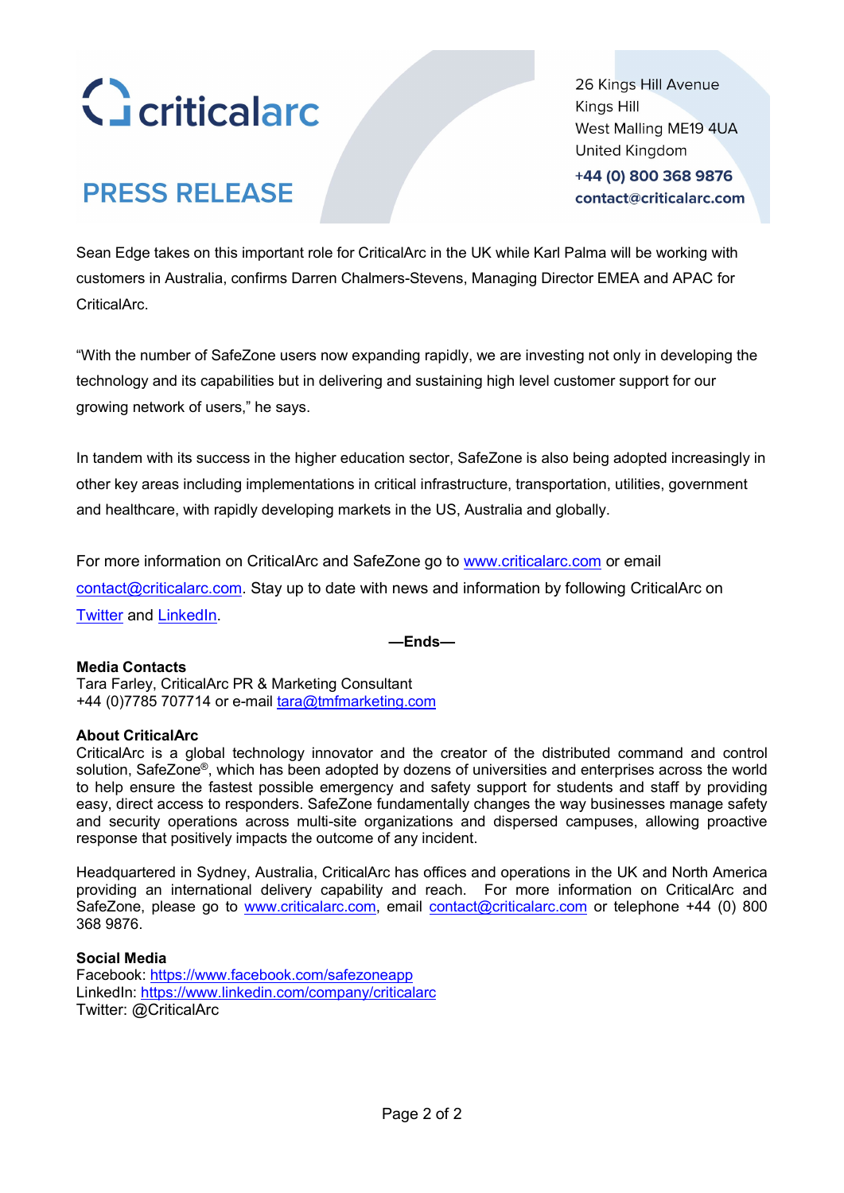criticalarc

# PRESS RELEASE

26 Kings Hill Avenue
Kings Hill
West Malling ME19 4UA
United Kingdom
+44 (0) 800 368 9876
contact@criticalarc.com

Sean Edge takes on this important role for CriticalArc in the UK while Karl Palma will be working with customers in Australia, confirms Darren Chalmers-Stevens, Managing Director EMEA and APAC for CriticalArc.

"With the number of SafeZone users now expanding rapidly, we are investing not only in developing the technology and its capabilities but in delivering and sustaining high level customer support for our growing network of users," he says.

In tandem with its success in the higher education sector, SafeZone is also being adopted increasingly in other key areas including implementations in critical infrastructure, transportation, utilities, government and healthcare, with rapidly developing markets in the US, Australia and globally.

For more information on CriticalArc and SafeZone go to www.criticalarc.com or email contact@criticalarc.com. Stay up to date with news and information by following CriticalArc on Twitter and LinkedIn.

**—Ends—**

**Media Contacts**
Tara Farley, CriticalArc PR & Marketing Consultant
+44 (0)7785 707714 or e-mail tara@tmfmarketing.com

**About CriticalArc**
CriticalArc is a global technology innovator and the creator of the distributed command and control solution, SafeZone®, which has been adopted by dozens of universities and enterprises across the world to help ensure the fastest possible emergency and safety support for students and staff by providing easy, direct access to responders. SafeZone fundamentally changes the way businesses manage safety and security operations across multi-site organizations and dispersed campuses, allowing proactive response that positively impacts the outcome of any incident.

Headquartered in Sydney, Australia, CriticalArc has offices and operations in the UK and North America providing an international delivery capability and reach. For more information on CriticalArc and SafeZone, please go to www.criticalarc.com, email contact@criticalarc.com or telephone +44 (0) 800 368 9876.

**Social Media**
Facebook: https://www.facebook.com/safezoneapp
LinkedIn: https://www.linkedin.com/company/criticalarc
Twitter: @CriticalArc